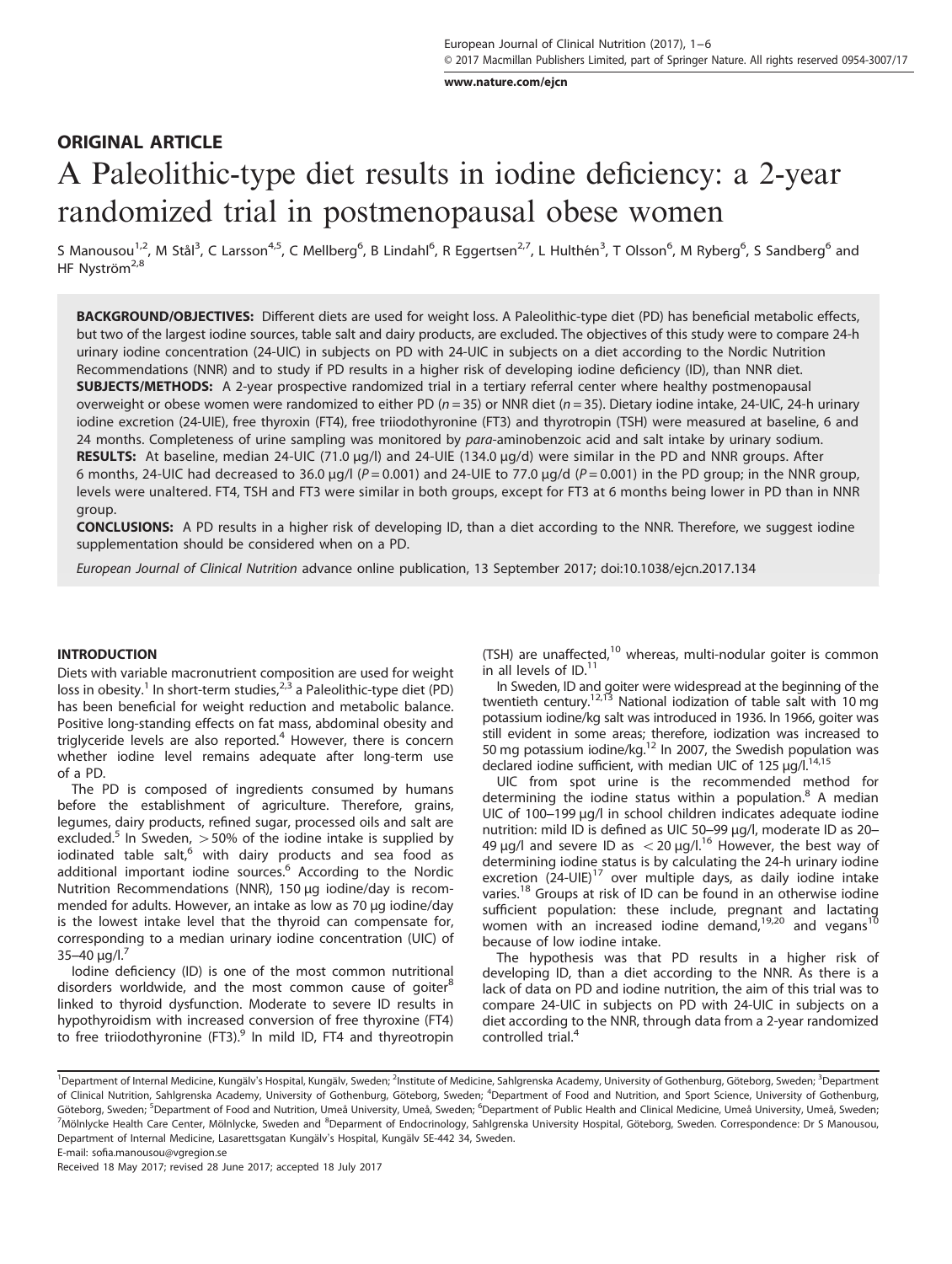## ORIGINAL ARTICLE

# A Paleolithic-type diet results in iodine deficiency: a 2-year randomized trial in postmenopausal obese women

S Manousou[1,2], M Stål[3], C Larsson[4,5], C Mellberg[6], B Lindahl[6], R Eggertsen[2,7], L Hulthén[3], T Olsson[6], M Ryberg[6], S Sandberg[6] and HF Nyström[2,8]

**BACKGROUND/OBJECTIVES:** Different diets are used for weight loss. A Paleolithic-type diet (PD) has beneficial metabolic effects, but two of the largest iodine sources, table salt and dairy products, are excluded. The objectives of this study were to compare 24-h urinary iodine concentration (24-UIC) in subjects on PD with 24-UIC in subjects on a diet according to the Nordic Nutrition Recommendations (NNR) and to study if PD results in a higher risk of developing iodine deficiency (ID), than NNR diet.

**SUBJECTS/METHODS:** A 2-year prospective randomized trial in a tertiary referral center where healthy postmenopausal overweight or obese women were randomized to either PD ($n = 35$) or NNR diet ($n = 35$). Dietary iodine intake, 24-UIC, 24-h urinary iodine excretion (24-UIE), free thyroxin (FT4), free triiodothyronine (FT3) and thyrotropin (TSH) were measured at baseline, 6 and 24 months. Completeness of urine sampling was monitored by *para*-aminobenzoic acid and salt intake by urinary sodium.

**RESULTS:** At baseline, median 24-UIC (71.0 μg/l) and 24-UIE (134.0 μg/d) were similar in the PD and NNR groups. After 6 months, 24-UIC had decreased to 36.0 μg/l ($P = 0.001$) and 24-UIE to 77.0 μg/d ($P = 0.001$) in the PD group; in the NNR group, levels were unaltered. FT4, TSH and FT3 were similar in both groups, except for FT3 at 6 months being lower in PD than in NNR group.

**CONCLUSIONS:** A PD results in a higher risk of developing ID, than a diet according to the NNR. Therefore, we suggest iodine supplementation should be considered when on a PD.

*European Journal of Clinical Nutrition* advance online publication, 13 September 2017; doi:10.1038/ejcn.2017.134

## INTRODUCTION

Diets with variable macronutrient composition are used for weight loss in obesity.[1] In short-term studies,[2,3] a Paleolithic-type diet (PD) has been beneficial for weight reduction and metabolic balance. Positive long-standing effects on fat mass, abdominal obesity and triglyceride levels are also reported.[4] However, there is concern whether iodine level remains adequate after long-term use of a PD.

The PD is composed of ingredients consumed by humans before the establishment of agriculture. Therefore, grains, legumes, dairy products, refined sugar, processed oils and salt are excluded.[5] In Sweden, >50% of the iodine intake is supplied by iodinated table salt,[6] with dairy products and sea food as additional important iodine sources.[6] According to the Nordic Nutrition Recommendations (NNR), 150 μg iodine/day is recommended for adults. However, an intake as low as 70 μg iodine/day is the lowest intake level that the thyroid can compensate for, corresponding to a median urinary iodine concentration (UIC) of 35–40 μg/l.[7]

Iodine deficiency (ID) is one of the most common nutritional disorders worldwide, and the most common cause of goiter[8] linked to thyroid dysfunction. Moderate to severe ID results in hypothyroidism with increased conversion of free thyroxine (FT4) to free triiodothyronine (FT3).[9] In mild ID, FT4 and thyreotropin (TSH) are unaffected,[10] whereas, multi-nodular goiter is common in all levels of ID.[11]

In Sweden, ID and goiter were widespread at the beginning of the twentieth century.[12,13] National iodization of table salt with 10 mg potassium iodine/kg salt was introduced in 1936. In 1966, goiter was still evident in some areas; therefore, iodization was increased to 50 mg potassium iodine/kg.[12] In 2007, the Swedish population was declared iodine sufficient, with median UIC of 125 μg/l.[14,15]

UIC from spot urine is the recommended method for determining the iodine status within a population.[8] A median UIC of 100–199 μg/l in school children indicates adequate iodine nutrition: mild ID is defined as UIC 50–99 μg/l, moderate ID as 20–49 μg/l and severe ID as <20 μg/l.[16] However, the best way of determining iodine status is by calculating the 24-h urinary iodine excretion (24-UIE)[17] over multiple days, as daily iodine intake varies.[18] Groups at risk of ID can be found in an otherwise iodine sufficient population: these include, pregnant and lactating women with an increased iodine demand,[19,20] and vegans[10] because of low iodine intake.

The hypothesis was that PD results in a higher risk of developing ID, than a diet according to the NNR. As there is a lack of data on PD and iodine nutrition, the aim of this trial was to compare 24-UIC in subjects on PD with 24-UIC in subjects on a diet according to the NNR, through data from a 2-year randomized controlled trial.[4]

---

[1]Department of Internal Medicine, Kungälv's Hospital, Kungälv, Sweden; [2]Institute of Medicine, Sahlgrenska Academy, University of Gothenburg, Göteborg, Sweden; [3]Department of Clinical Nutrition, Sahlgrenska Academy, University of Gothenburg, Göteborg, Sweden; [4]Department of Food and Nutrition, and Sport Science, University of Gothenburg, Göteborg, Sweden; [5]Department of Food and Nutrition, Umeå University, Umeå, Sweden; [6]Department of Public Health and Clinical Medicine, Umeå University, Umeå, Sweden; [7]Mölnlycke Health Care Center, Mölnlycke, Sweden and [8]Deparment of Endocrinology, Sahlgrenska University Hospital, Göteborg, Sweden. Correspondence: Dr S Manousou, Department of Internal Medicine, Lasarettsgatan Kungälv's Hospital, Kungälv SE-442 34, Sweden.
E-mail: sofia.manousou@vgregion.se

Received 18 May 2017; revised 28 June 2017; accepted 18 July 2017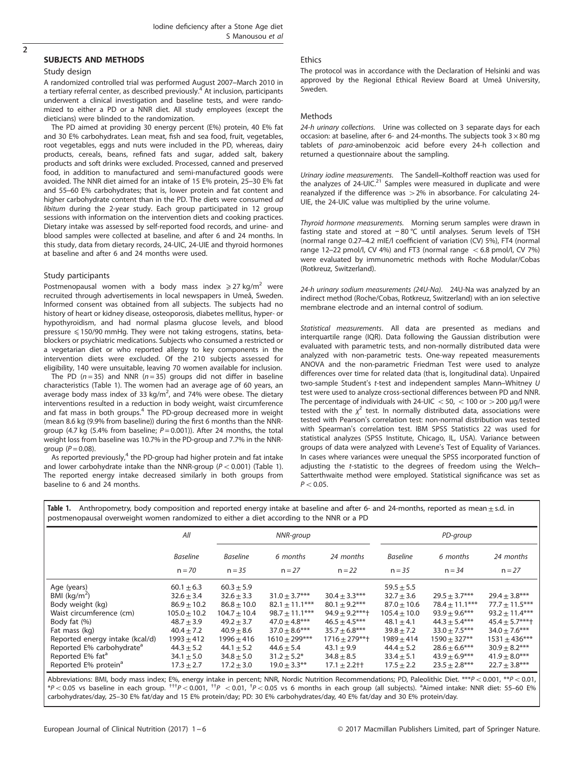## SUBJECTS AND METHODS

### Study design

A randomized controlled trial was performed August 2007–March 2010 in a tertiary referral center, as described previously.[4] At inclusion, participants underwent a clinical investigation and baseline tests, and were randomized to either a PD or a NNR diet. All study employees (except the dieticians) were blinded to the randomization.

The PD aimed at providing 30 energy percent (E%) protein, 40 E% fat and 30 E% carbohydrates. Lean meat, fish and sea food, fruit, vegetables, root vegetables, eggs and nuts were included in the PD, whereas, dairy products, cereals, beans, refined fats and sugar, added salt, bakery products and soft drinks were excluded. Processed, canned and preserved food, in addition to manufactured and semi-manufactured goods were avoided. The NNR diet aimed for an intake of 15 E% protein, 25–30 E% fat and 55–60 E% carbohydrates; that is, lower protein and fat content and higher carbohydrate content than in the PD. The diets were consumed *ad libitum* during the 2-year study. Each group participated in 12 group sessions with information on the intervention diets and cooking practices. Dietary intake was assessed by self-reported food records, and urine- and blood samples were collected at baseline, and after 6 and 24 months. In this study, data from dietary records, 24-UIC, 24-UIE and thyroid hormones at baseline and after 6 and 24 months were used.

### Study participants

Postmenopausal women with a body mass index $\geqslant 27$ kg/m$^2$ were recruited through advertisements in local newspapers in Umeå, Sweden. Informed consent was obtained from all subjects. The subjects had no history of heart or kidney disease, osteoporosis, diabetes mellitus, hyper- or hypothyroidism, and had normal plasma glucose levels, and blood pressure $\leqslant 150/90$ mmHg. They were not taking estrogens, statins, beta-blockers or psychiatric medications. Subjects who consumed a restricted or a vegetarian diet or who reported allergy to key components in the intervention diets were excluded. Of the 210 subjects assessed for eligibility, 140 were unsuitable, leaving 70 women available for inclusion.

The PD ($n = 35$) and NNR ($n = 35$) groups did not differ in baseline characteristics (Table 1). The women had an average age of 60 years, an average body mass index of 33 kg/m$^2$, and 74% were obese. The dietary interventions resulted in a reduction in body weight, waist circumference and fat mass in both groups.[4] The PD-group decreased more in weight (mean 8.6 kg (9.9% from baseline)) during the first 6 months than the NNR-group (4.7 kg (5.4% from baseline; $P = 0.001$)). After 24 months, the total weight loss from baseline was 10.7% in the PD-group and 7.7% in the NNR-group ($P = 0.08$).

As reported previously,[4] the PD-group had higher protein and fat intake and lower carbohydrate intake than the NNR-group ($P < 0.001$) (Table 1). The reported energy intake decreased similarly in both groups from baseline to 6 and 24 months.

### Ethics

The protocol was in accordance with the Declaration of Helsinki and was approved by the Regional Ethical Review Board at Umeå University, Sweden.

### Methods

*24-h urinary collections.* Urine was collected on 3 separate days for each occasion: at baseline, after 6- and 24-months. The subjects took $3 \times 80$ mg tablets of *para*-aminobenzoic acid before every 24-h collection and returned a questionnaire about the sampling.

*Urinary iodine measurements.* The Sandell–Kolthoff reaction was used for the analyzes of 24-UIC.[21] Samples were measured in duplicate and were reanalyzed if the difference was $> 2\%$ in absorbance. For calculating 24-UIE, the 24-UIC value was multiplied by the urine volume.

*Thyroid hormone measurements.* Morning serum samples were drawn in fasting state and stored at −80 °C until analyses. Serum levels of TSH (normal range 0.27–4.2 mIE/l coefficient of variation (CV) 5%), FT4 (normal range 12–22 pmol/l, CV 4%) and FT3 (normal range $< 6.8$ pmol/l, CV 7%) were evaluated by immunometric methods with Roche Modular/Cobas (Rotkreuz, Switzerland).

*24-h urinary sodium measurements (24U-Na).* 24U-Na was analyzed by an indirect method (Roche/Cobas, Rotkreuz, Switzerland) with an ion selective membrane electrode and an internal control of sodium.

*Statistical measurements.* All data are presented as medians and interquartile range (IQR). Data following the Gaussian distribution were evaluated with parametric tests, and non-normally distributed data were analyzed with non-parametric tests. One-way repeated measurements ANOVA and the non-parametric Friedman Test were used to analyze differences over time for related data (that is, longitudinal data). Unpaired two-sample Student's *t*-test and independent samples Mann–Whitney *U* test were used to analyze cross-sectional differences between PD and NNR. The percentage of individuals with 24-UIC $< 50$, $< 100$ or $> 200$ μg/l were tested with the $\chi^2$ test. In normally distributed data, associations were tested with Pearson's correlation test: non-normal distribution was tested with Spearman's correlation test. IBM SPSS Statistics 22 was used for statistical analyzes (SPSS Institute, Chicago, IL, USA). Variance between groups of data were analyzed with Levene's Test of Equality of Variances. In cases where variances were unequal the SPSS incorporated function of adjusting the *t*-statistic to the degrees of freedom using the Welch–Satterthwaite method were employed. Statistical significance was set as $P < 0.05$.

**Table 1.** Anthropometry, body composition and reported energy intake at baseline and after 6- and 24-months, reported as mean ± s.d. in postmenopausal overweight women randomized to either a diet according to the NNR or a PD

| | *All* | *NNR-group* | | | *PD-group* | | |
|---|---|---|---|---|---|---|---|
| | *Baseline* | *Baseline* | *6 months* | *24 months* | *Baseline* | *6 months* | *24 months* |
| | *n = 70* | *n = 35* | *n = 27* | *n = 22* | *n = 35* | *n = 34* | *n = 27* |
| Age (years) | 60.1 ± 6.3 | 60.3 ± 5.9 | | | 59.5 ± 5.5 | | |
| BMI (kg/m$^2$) | 32.6 ± 3.4 | 32.6 ± 3.3 | 31.0 ± 3.7*** | 30.4 ± 3.3*** | 32.7 ± 3.6 | 29.5 ± 3.7*** | 29.4 ± 3.8*** |
| Body weight (kg) | 86.9 ± 10.2 | 86.8 ± 10.0 | 82.1 ± 11.1*** | 80.1 ± 9.2*** | 87.0 ± 10.6 | 78.4 ± 11.1*** | 77.7 ± 11.5*** |
| Waist circumference (cm) | 105.0 ± 10.2 | 104.7 ± 10.4 | 98.7 ± 11.1*** | 94.9 ± 9.2***† | 105.4 ± 10.0 | 93.9 ± 9.6*** | 93.2 ± 11.4*** |
| Body fat (%) | 48.7 ± 3.9 | 49.2 ± 3.7 | 47.0 ± 4.8*** | 46.5 ± 4.5*** | 48.1 ± 4.1 | 44.3 ± 5.4*** | 45.4 ± 5.7***† |
| Fat mass (kg) | 40.4 ± 7.2 | 40.9 ± 8.6 | 37.0 ± 8.6*** | 35.7 ± 6.8*** | 39.8 ± 7.2 | 33.0 ± 7.5*** | 34.0 ± 7.6*** |
| Reported energy intake (kcal/d) | 1993 ± 412 | 1996 ± 416 | 1610 ± 299*** | 1716 ± 279**† | 1989 ± 414 | 1590 ± 327** | 1531 ± 436*** |
| Reported E% carbohydrate[a] | 44.3 ± 5.2 | 44.1 ± 5.2 | 44.6 ± 5.4 | 43.1 ± 9.9 | 44.4 ± 5.2 | 28.6 ± 6.6*** | 30.9 ± 8.2*** |
| Reported E% fat[a] | 34.1 ± 5.0 | 34.8 ± 5.0 | 31.2 ± 5.2* | 34.8 ± 8.5 | 33.4 ± 5.1 | 43.9 ± 6.9*** | 41.9 ± 8.0*** |
| Reported E% protein[a] | 17.3 ± 2.7 | 17.2 ± 3.0 | 19.0 ± 3.3** | 17.1 ± 2.2†† | 17.5 ± 2.2 | 23.5 ± 2.8*** | 22.7 ± 3.8*** |

Abbreviations: BMI, body mass index; E%, energy intake in percent; NNR, Nordic Nutrition Recommendations; PD, Paleolithic Diet. ***$P < 0.001$, **$P < 0.01$, *$P < 0.05$ vs baseline in each group. †††$P < 0.001$, ††$P < 0.01$, †$P < 0.05$ vs 6 months in each group (all subjects). [a]Aimed intake: NNR diet: 55–60 E% carbohydrates/day, 25–30 E% fat/day and 15 E% protein/day; PD: 30 E% carbohydrates/day, 40 E% fat/day and 30 E% protein/day.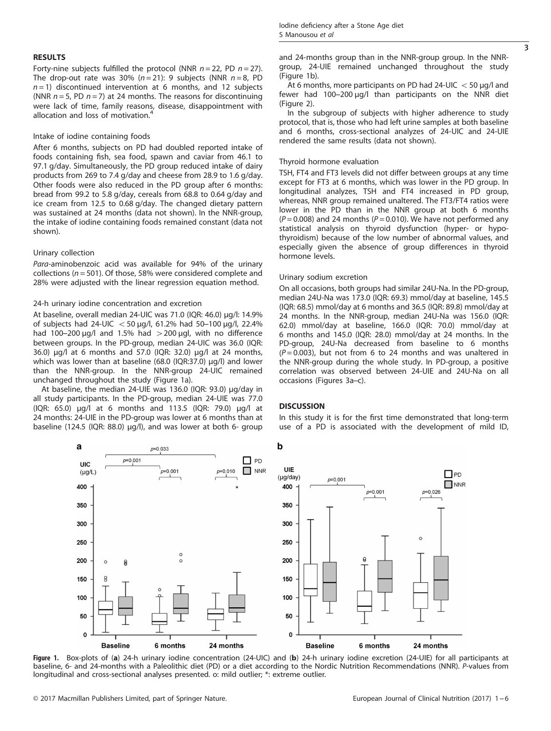## RESULTS

Forty-nine subjects fulfilled the protocol (NNR $n = 22$, PD $n = 27$). The drop-out rate was 30% ($n = 21$): 9 subjects (NNR $n = 8$, PD $n = 1$) discontinued intervention at 6 months, and 12 subjects (NNR $n = 5$, PD $n = 7$) at 24 months. The reasons for discontinuing were lack of time, family reasons, disease, disappointment with allocation and loss of motivation.[4]

### Intake of iodine containing foods

After 6 months, subjects on PD had doubled reported intake of foods containing fish, sea food, spawn and caviar from 46.1 to 97.1 g/day. Simultaneously, the PD group reduced intake of dairy products from 269 to 7.4 g/day and cheese from 28.9 to 1.6 g/day. Other foods were also reduced in the PD group after 6 months: bread from 99.2 to 5.8 g/day, cereals from 68.8 to 0.64 g/day and ice cream from 12.5 to 0.68 g/day. The changed dietary pattern was sustained at 24 months (data not shown). In the NNR-group, the intake of iodine containing foods remained constant (data not shown).

### Urinary collection

*Para*-aminobenzoic acid was available for 94% of the urinary collections ($n = 501$). Of those, 58% were considered complete and 28% were adjusted with the linear regression equation method.

### 24-h urinary iodine concentration and excretion

At baseline, overall median 24-UIC was 71.0 (IQR: 46.0) μg/l: 14.9% of subjects had 24-UIC < 50 μg/l, 61.2% had 50–100 μg/l, 22.4% had 100–200 μg/l and 1.5% had > 200 μgl, with no difference between groups. In the PD-group, median 24-UIC was 36.0 (IQR: 36.0) μg/l at 6 months and 57.0 (IQR: 32.0) μg/l at 24 months, which was lower than at baseline (68.0 (IQR:37.0) μg/l) and lower than the NNR-group. In the NNR-group 24-UIC remained unchanged throughout the study (Figure 1a).

At baseline, the median 24-UIE was 136.0 (IQR: 93.0) μg/day in all study participants. In the PD-group, median 24-UIE was 77.0 (IQR: 65.0) μg/l at 6 months and 113.5 (IQR: 79.0) μg/l at 24 months: 24-UIE in the PD-group was lower at 6 months than at baseline (124.5 (IQR: 88.0) μg/l), and was lower at both 6- group and 24-months group than in the NNR-group group. In the NNR-group, 24-UIE remained unchanged throughout the study (Figure 1b).

At 6 months, more participants on PD had 24-UIC < 50 μg/l and fewer had 100–200 μg/l than participants on the NNR diet (Figure 2).

In the subgroup of subjects with higher adherence to study protocol, that is, those who had left urine samples at both baseline and 6 months, cross-sectional analyzes of 24-UIC and 24-UIE rendered the same results (data not shown).

### Thyroid hormone evaluation

TSH, FT4 and FT3 levels did not differ between groups at any time except for FT3 at 6 months, which was lower in the PD group. In longitudinal analyzes, TSH and FT4 increased in PD group, whereas, NNR group remained unaltered. The FT3/FT4 ratios were lower in the PD than in the NNR group at both 6 months ($P = 0.008$) and 24 months ($P = 0.010$). We have not performed any statistical analysis on thyroid dysfunction (hyper- or hypothyroidism) because of the low number of abnormal values, and especially given the absence of group differences in thyroid hormone levels.

### Urinary sodium excretion

On all occasions, both groups had similar 24U-Na. In the PD-group, median 24U-Na was 173.0 (IQR: 69.3) mmol/day at baseline, 145.5 (IQR: 68.5) mmol/day at 6 months and 36.5 (IQR: 89.8) mmol/day at 24 months. In the NNR-group, median 24U-Na was 156.0 (IQR: 62.0) mmol/day at baseline, 166.0 (IQR: 70.0) mmol/day at 6 months and 145.0 (IQR: 28.0) mmol/day at 24 months. In the PD-group, 24U-Na decreased from baseline to 6 months ($P = 0.003$), but not from 6 to 24 months and was unaltered in the NNR-group during the whole study. In PD-group, a positive correlation was observed between 24-UIE and 24U-Na on all occasions (Figures 3a–c).

## DISCUSSION

In this study it is for the first time demonstrated that long-term use of a PD is associated with the development of mild ID,

**Figure 1.** Box-plots of (**a**) 24-h urinary iodine concentration (24-UIC) and (**b**) 24-h urinary iodine excretion (24-UIE) for all participants at baseline, 6- and 24-months with a Paleolithic diet (PD) or a diet according to the Nordic Nutrition Recommendations (NNR). *P*-values from longitudinal and cross-sectional analyses presented. o: mild outlier; *: extreme outlier.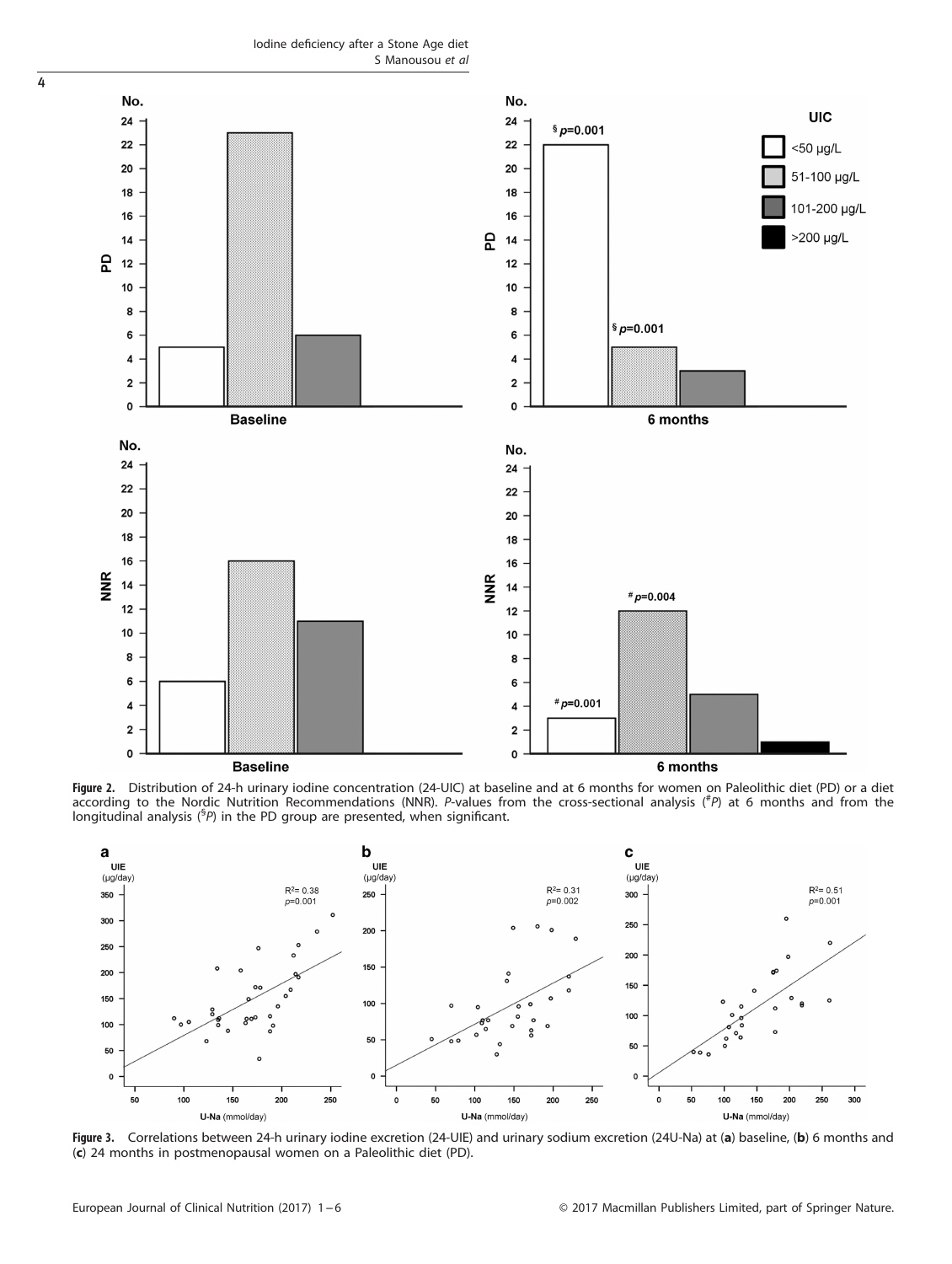**Figure 2.** Distribution of 24-h urinary iodine concentration (24-UIC) at baseline and at 6 months for women on Paleolithic diet (PD) or a diet according to the Nordic Nutrition Recommendations (NNR). *P*-values from the cross-sectional analysis ($^{\#}P$) at 6 months and from the longitudinal analysis ($^{\S}P$) in the PD group are presented, when significant.

**Figure 3.** Correlations between 24-h urinary iodine excretion (24-UIE) and urinary sodium excretion (24U-Na) at (**a**) baseline, (**b**) 6 months and (**c**) 24 months in postmenopausal women on a Paleolithic diet (PD).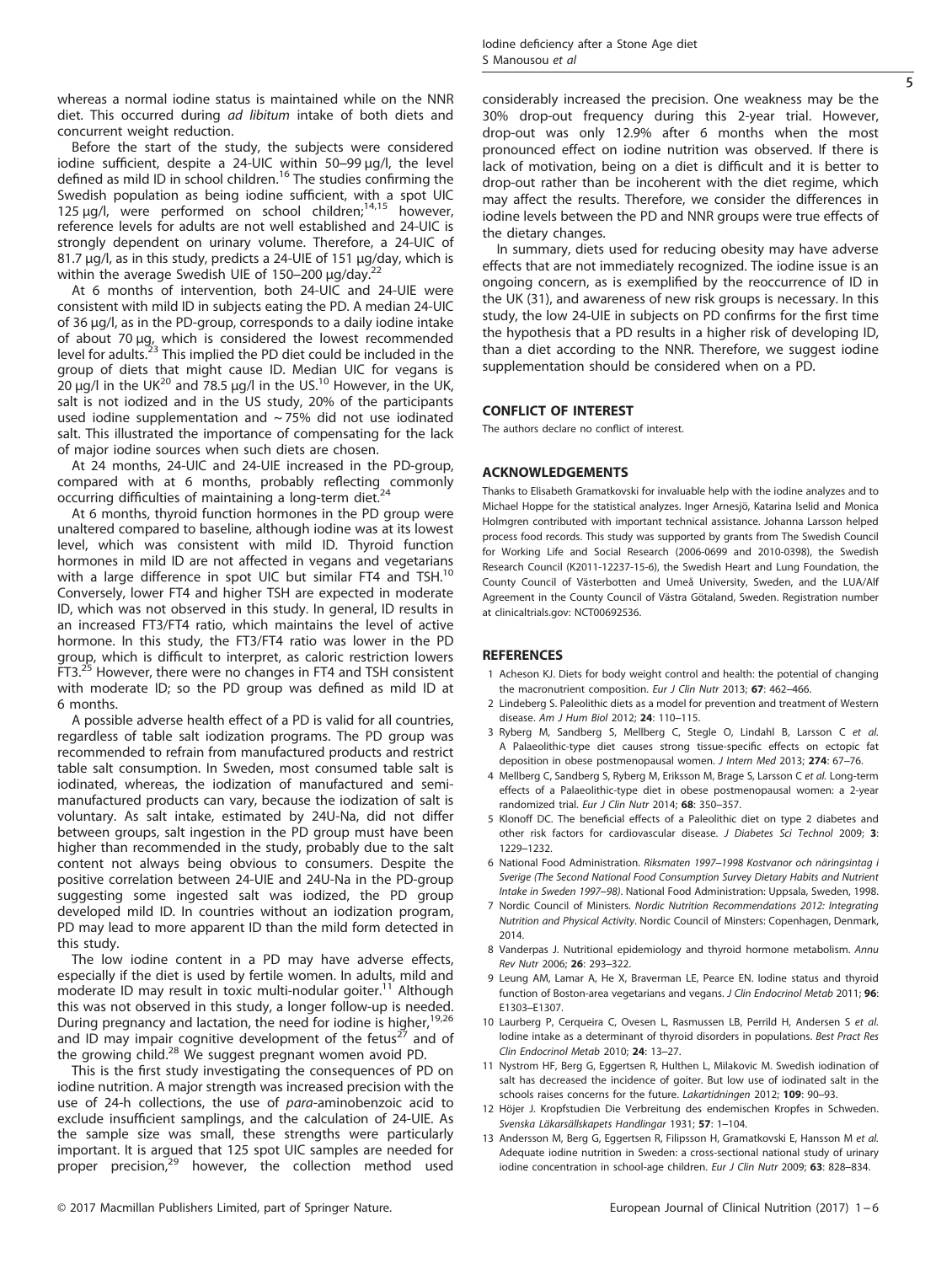whereas a normal iodine status is maintained while on the NNR diet. This occurred during *ad libitum* intake of both diets and concurrent weight reduction.

Before the start of the study, the subjects were considered iodine sufficient, despite a 24-UIC within 50–99 µg/l, the level defined as mild ID in school children.[16] The studies confirming the Swedish population as being iodine sufficient, with a spot UIC 125 µg/l, were performed on school children;[14,15] however, reference levels for adults are not well established and 24-UIC is strongly dependent on urinary volume. Therefore, a 24-UIC of 81.7 µg/l, as in this study, predicts a 24-UIE of 151 µg/day, which is within the average Swedish UIE of 150–200 µg/day.[22]

At 6 months of intervention, both 24-UIC and 24-UIE were consistent with mild ID in subjects eating the PD. A median 24-UIC of 36 µg/l, as in the PD-group, corresponds to a daily iodine intake of about 70 µg, which is considered the lowest recommended level for adults.[23] This implied the PD diet could be included in the group of diets that might cause ID. Median UIC for vegans is 20 µg/l in the UK[20] and 78.5 µg/l in the US.[10] However, in the UK, salt is not iodized and in the US study, 20% of the participants used iodine supplementation and ~75% did not use iodinated salt. This illustrated the importance of compensating for the lack of major iodine sources when such diets are chosen.

At 24 months, 24-UIC and 24-UIE increased in the PD-group, compared with at 6 months, probably reflecting commonly occurring difficulties of maintaining a long-term diet.[24]

At 6 months, thyroid function hormones in the PD group were unaltered compared to baseline, although iodine was at its lowest level, which was consistent with mild ID. Thyroid function hormones in mild ID are not affected in vegans and vegetarians with a large difference in spot UIC but similar FT4 and TSH.[10] Conversely, lower FT4 and higher TSH are expected in moderate ID, which was not observed in this study. In general, ID results in an increased FT3/FT4 ratio, which maintains the level of active hormone. In this study, the FT3/FT4 ratio was lower in the PD group, which is difficult to interpret, as caloric restriction lowers FT3.[25] However, there were no changes in FT4 and TSH consistent with moderate ID; so the PD group was defined as mild ID at 6 months.

A possible adverse health effect of a PD is valid for all countries, regardless of table salt iodization programs. The PD group was recommended to refrain from manufactured products and restrict table salt consumption. In Sweden, most consumed table salt is iodinated, whereas, the iodization of manufactured and semi-manufactured products can vary, because the iodization of salt is voluntary. As salt intake, estimated by 24U-Na, did not differ between groups, salt ingestion in the PD group must have been higher than recommended in the study, probably due to the salt content not always being obvious to consumers. Despite the positive correlation between 24-UIE and 24U-Na in the PD-group suggesting some ingested salt was iodized, the PD group developed mild ID. In countries without an iodization program, PD may lead to more apparent ID than the mild form detected in this study.

The low iodine content in a PD may have adverse effects, especially if the diet is used by fertile women. In adults, mild and moderate ID may result in toxic multi-nodular goiter.[11] Although this was not observed in this study, a longer follow-up is needed. During pregnancy and lactation, the need for iodine is higher,[19,26] and ID may impair cognitive development of the fetus[27] and of the growing child.[28] We suggest pregnant women avoid PD.

This is the first study investigating the consequences of PD on iodine nutrition. A major strength was increased precision with the use of 24-h collections, the use of *para*-aminobenzoic acid to exclude insufficient samplings, and the calculation of 24-UIE. As the sample size was small, these strengths were particularly important. It is argued that 125 spot UIC samples are needed for proper precision,[29] however, the collection method used considerably increased the precision. One weakness may be the 30% drop-out frequency during this 2-year trial. However, drop-out was only 12.9% after 6 months when the most pronounced effect on iodine nutrition was observed. If there is lack of motivation, being on a diet is difficult and it is better to drop-out rather than be incoherent with the diet regime, which may affect the results. Therefore, we consider the differences in iodine levels between the PD and NNR groups were true effects of the dietary changes.

In summary, diets used for reducing obesity may have adverse effects that are not immediately recognized. The iodine issue is an ongoing concern, as is exemplified by the reoccurrence of ID in the UK (31), and awareness of new risk groups is necessary. In this study, the low 24-UIE in subjects on PD confirms for the first time the hypothesis that a PD results in a higher risk of developing ID, than a diet according to the NNR. Therefore, we suggest iodine supplementation should be considered when on a PD.

## CONFLICT OF INTEREST

The authors declare no conflict of interest.

## ACKNOWLEDGEMENTS

Thanks to Elisabeth Gramatkovski for invaluable help with the iodine analyzes and to Michael Hoppe for the statistical analyzes. Inger Arnesjö, Katarina Iselid and Monica Holmgren contributed with important technical assistance. Johanna Larsson helped process food records. This study was supported by grants from The Swedish Council for Working Life and Social Research (2006-0699 and 2010-0398), the Swedish Research Council (K2011-12237-15-6), the Swedish Heart and Lung Foundation, the County Council of Västerbotten and Umeå University, Sweden, and the LUA/Alf Agreement in the County Council of Västra Götaland, Sweden. Registration number at clinicaltrials.gov: NCT00692536.

## REFERENCES

1 Acheson KJ. Diets for body weight control and health: the potential of changing the macronutrient composition. *Eur J Clin Nutr* 2013; **67**: 462–466.

2 Lindeberg S. Paleolithic diets as a model for prevention and treatment of Western disease. *Am J Hum Biol* 2012; **24**: 110–115.

3 Ryberg M, Sandberg S, Mellberg C, Stegle O, Lindahl B, Larsson C *et al.* A Palaeolithic-type diet causes strong tissue-specific effects on ectopic fat deposition in obese postmenopausal women. *J Intern Med* 2013; **274**: 67–76.

4 Mellberg C, Sandberg S, Ryberg M, Eriksson M, Brage S, Larsson C *et al.* Long-term effects of a Palaeolithic-type diet in obese postmenopausal women: a 2-year randomized trial. *Eur J Clin Nutr* 2014; **68**: 350–357.

5 Klonoff DC. The beneficial effects of a Paleolithic diet on type 2 diabetes and other risk factors for cardiovascular disease. *J Diabetes Sci Technol* 2009; **3**: 1229–1232.

6 National Food Administration. *Riksmaten 1997–1998 Kostvanor och näringsintag i Sverige (The Second National Food Consumption Survey Dietary Habits and Nutrient Intake in Sweden 1997–98)*. National Food Administration: Uppsala, Sweden, 1998.

7 Nordic Council of Ministers. *Nordic Nutrition Recommendations 2012: Integrating Nutrition and Physical Activity*. Nordic Council of Minsters: Copenhagen, Denmark, 2014.

8 Vanderpas J. Nutritional epidemiology and thyroid hormone metabolism. *Annu Rev Nutr* 2006; **26**: 293–322.

9 Leung AM, Lamar A, He X, Braverman LE, Pearce EN. Iodine status and thyroid function of Boston-area vegetarians and vegans. *J Clin Endocrinol Metab* 2011; **96**: E1303–E1307.

10 Laurberg P, Cerqueira C, Ovesen L, Rasmussen LB, Perrild H, Andersen S *et al.* Iodine intake as a determinant of thyroid disorders in populations. *Best Pract Res Clin Endocrinol Metab* 2010; **24**: 13–27.

11 Nystrom HF, Berg G, Eggertsen R, Hulthen L, Milakovic M. Swedish iodination of salt has decreased the incidence of goiter. But low use of iodinated salt in the schools raises concerns for the future. *Lakartidningen* 2012; **109**: 90–93.

12 Höjer J. Kropfstudien Die Verbreitung des endemischen Kropfes in Schweden. *Svenska Läkarsällskapets Handlingar* 1931; **57**: 1–104.

13 Andersson M, Berg G, Eggertsen R, Filipsson H, Gramatkovski E, Hansson M *et al.* Adequate iodine nutrition in Sweden: a cross-sectional national study of urinary iodine concentration in school-age children. *Eur J Clin Nutr* 2009; **63**: 828–834.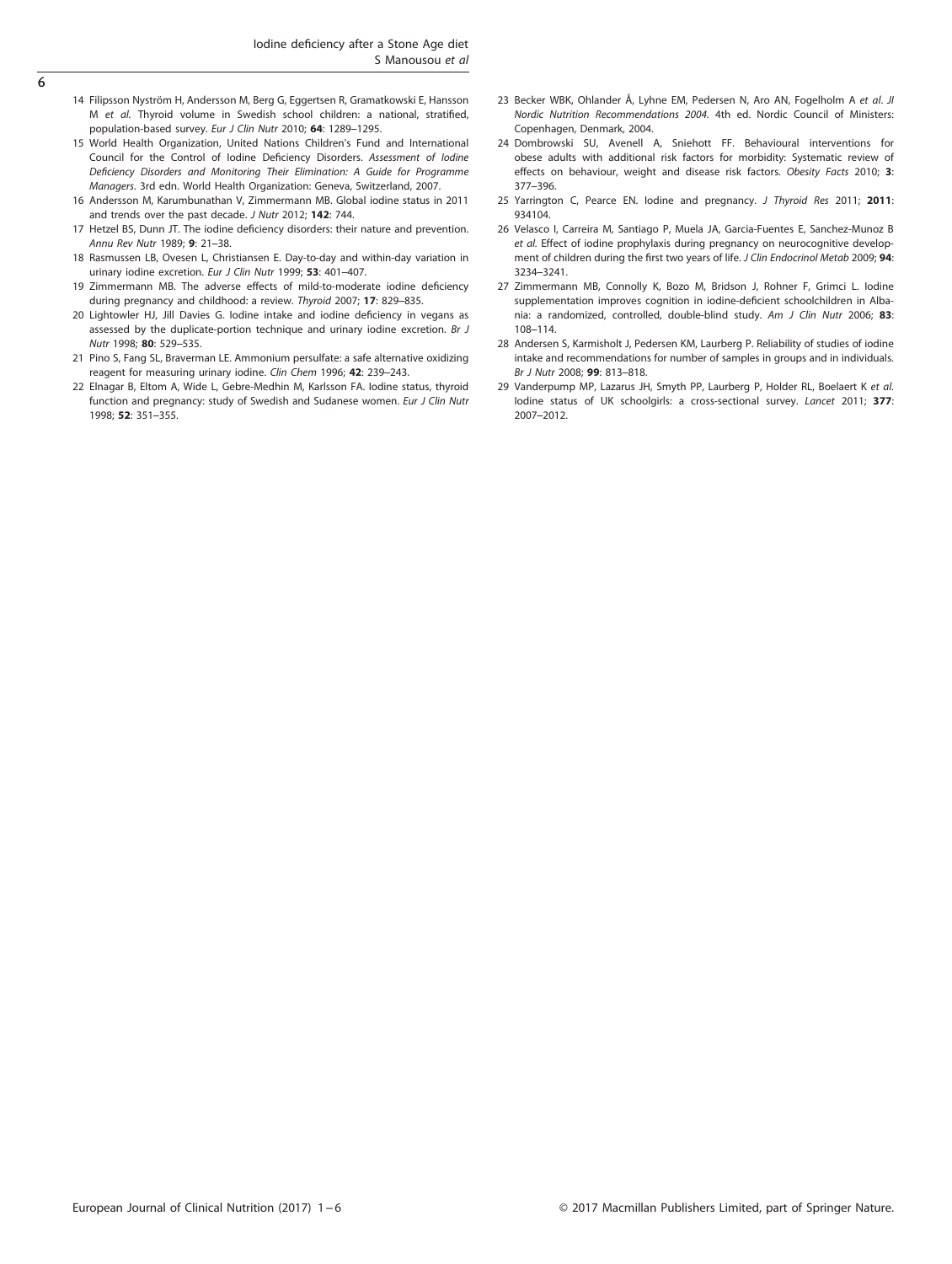14 Filipsson Nyström H, Andersson M, Berg G, Eggertsen R, Gramatkowski E, Hansson M *et al.* Thyroid volume in Swedish school children: a national, stratified, population-based survey. *Eur J Clin Nutr* 2010; **64**: 1289–1295.

15 World Health Organization, United Nations Children's Fund and International Council for the Control of Iodine Deficiency Disorders. *Assessment of Iodine Deficiency Disorders and Monitoring Their Elimination: A Guide for Programme Managers*. 3rd edn. World Health Organization: Geneva, Switzerland, 2007.

16 Andersson M, Karumbunathan V, Zimmermann MB. Global iodine status in 2011 and trends over the past decade. *J Nutr* 2012; **142**: 744.

17 Hetzel BS, Dunn JT. The iodine deficiency disorders: their nature and prevention. *Annu Rev Nutr* 1989; **9**: 21–38.

18 Rasmussen LB, Ovesen L, Christiansen E. Day-to-day and within-day variation in urinary iodine excretion. *Eur J Clin Nutr* 1999; **53**: 401–407.

19 Zimmermann MB. The adverse effects of mild-to-moderate iodine deficiency during pregnancy and childhood: a review. *Thyroid* 2007; **17**: 829–835.

20 Lightowler HJ, Jill Davies G. Iodine intake and iodine deficiency in vegans as assessed by the duplicate-portion technique and urinary iodine excretion. *Br J Nutr* 1998; **80**: 529–535.

21 Pino S, Fang SL, Braverman LE. Ammonium persulfate: a safe alternative oxidizing reagent for measuring urinary iodine. *Clin Chem* 1996; **42**: 239–243.

22 Elnagar B, Eltom A, Wide L, Gebre-Medhin M, Karlsson FA. Iodine status, thyroid function and pregnancy: study of Swedish and Sudanese women. *Eur J Clin Nutr* 1998; **52**: 351–355.

23 Becker WBK, Ohlander Å, Lyhne EM, Pedersen N, Aro AN, Fogelholm A *et al. JI Nordic Nutrition Recommendations 2004*. 4th ed. Nordic Council of Ministers: Copenhagen, Denmark, 2004.

24 Dombrowski SU, Avenell A, Sniehott FF. Behavioural interventions for obese adults with additional risk factors for morbidity: Systematic review of effects on behaviour, weight and disease risk factors. *Obesity Facts* 2010; **3**: 377–396.

25 Yarrington C, Pearce EN. Iodine and pregnancy. *J Thyroid Res* 2011; **2011**: 934104.

26 Velasco I, Carreira M, Santiago P, Muela JA, Garcia-Fuentes E, Sanchez-Munoz B *et al.* Effect of iodine prophylaxis during pregnancy on neurocognitive development of children during the first two years of life. *J Clin Endocrinol Metab* 2009; **94**: 3234–3241.

27 Zimmermann MB, Connolly K, Bozo M, Bridson J, Rohner F, Grimci L. Iodine supplementation improves cognition in iodine-deficient schoolchildren in Albania: a randomized, controlled, double-blind study. *Am J Clin Nutr* 2006; **83**: 108–114.

28 Andersen S, Karmisholt J, Pedersen KM, Laurberg P. Reliability of studies of iodine intake and recommendations for number of samples in groups and in individuals. *Br J Nutr* 2008; **99**: 813–818.

29 Vanderpump MP, Lazarus JH, Smyth PP, Laurberg P, Holder RL, Boelaert K *et al.* Iodine status of UK schoolgirls: a cross-sectional survey. *Lancet* 2011; **377**: 2007–2012.